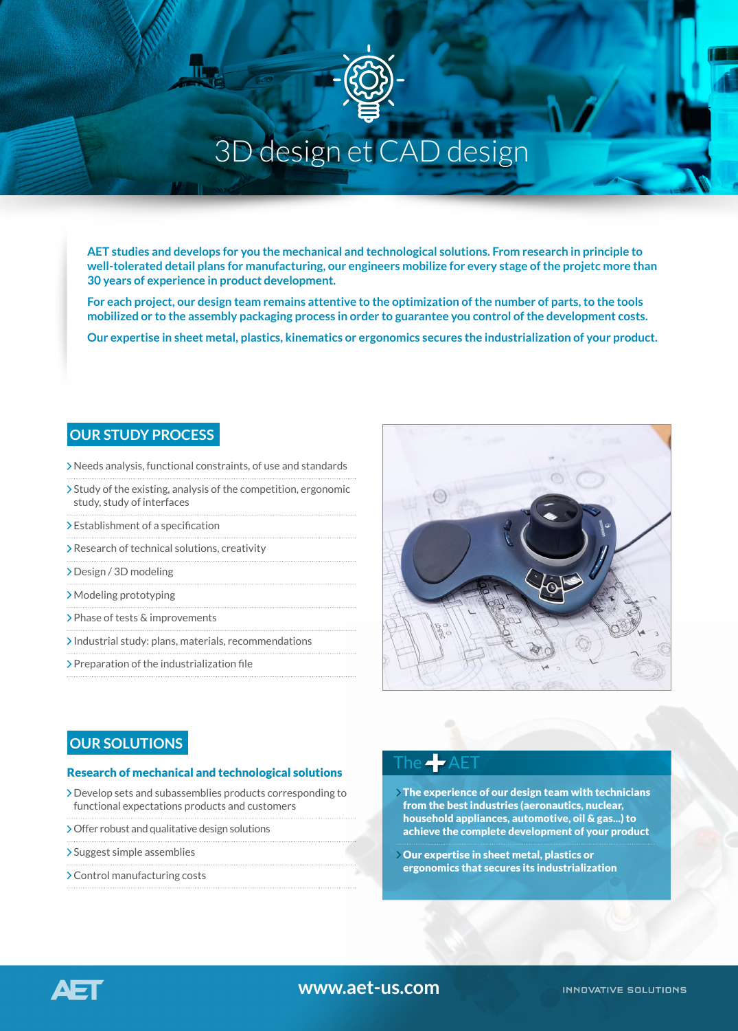# 3D design et CAD design

**AET studies and develops for you the mechanical and technological solutions. From research in principle to well-tolerated detail plans for manufacturing, our engineers mobilize for every stage of the projetc more than 30 years of experience in product development.**

**For each project, our design team remains attentive to the optimization of the number of parts, to the tools mobilized or to the assembly packaging process in order to guarantee you control of the development costs.**

**Our expertise in sheet metal, plastics, kinematics or ergonomics secures the industrialization of your product.**

## OUR STUDY PROCESS

- Needs analysis, functional constraints, of use and standards
- Study of the existing, analysis of the competition, ergonomic study, study of interfaces
- Establishment of a specification
- Research of technical solutions, creativity
- Design / 3D modeling
- Modeling prototyping
- Phase of tests & improvements
- Industrial study: plans, materials, recommendations
- Preparation of the industrialization file

## OUR SOLUTIONS

### Research of mechanical and technological solutions

- Develop sets and subassemblies products corresponding to functional expectations products and customers
- Offer robust and qualitative design solutions
- Suggest simple assemblies
- Control manufacturing costs

## The + AET

- **The experience of our design team with technicians from the best industries (aeronautics, nuclear, household appliances, automotive, oil & gas...) to achieve the complete development of your product**
- **Our expertise in sheet metal, plastics or ergonomics that secures its industrialization**

AET

www.aet-us.com

INNOVATIVE SOLUTIONS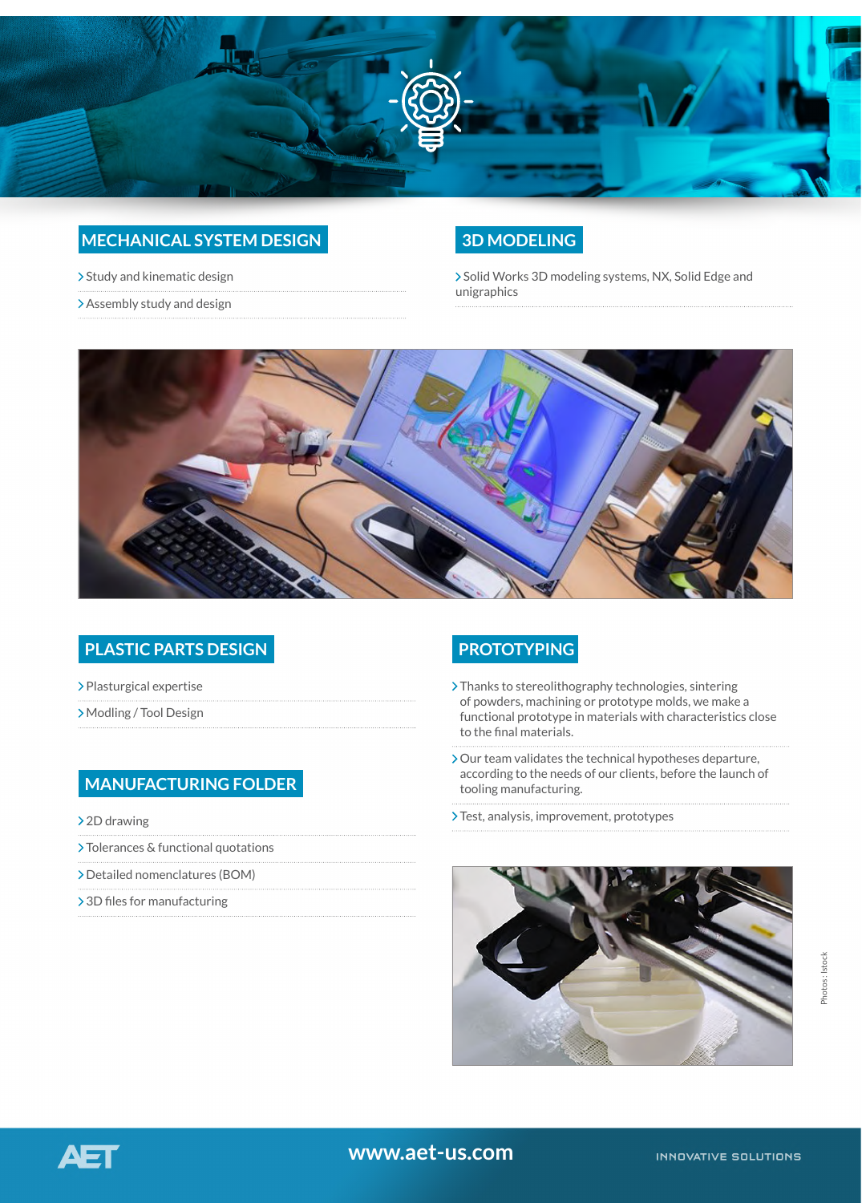## MECHANICAL SYSTEM DESIGN

- Study and kinematic design
- Assembly study and design

## 3D MODELING

- Solid Works 3D modeling systems, NX, Solid Edge and unigraphics

## PLASTIC PARTS DESIGN

- Plasturgical expertise
- Modling / Tool Design

## MANUFACTURING FOLDER

- 2D drawing
- Tolerances & functional quotations
- Detailed nomenclatures (BOM)
- 3D files for manufacturing

## PROTOTYPING

- Thanks to stereolithography technologies, sintering of powders, machining or prototype molds, we make a functional prototype in materials with characteristics close to the final materials.
- Our team validates the technical hypotheses departure, according to the needs of our clients, before the launch of tooling manufacturing.
- Test, analysis, improvement, prototypes

Photos : Istock

AET

www.aet-us.com

INNOVATIVE SOLUTIONS